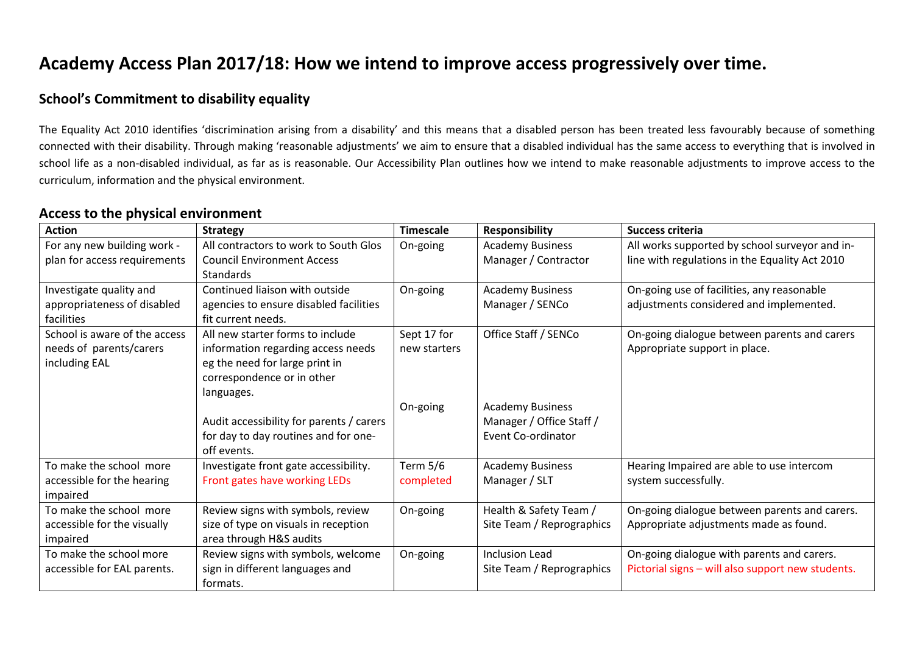# Academy Access Plan 2017/18: How we intend to improve access progressively over time.

## School's Commitment to disability equality

The Equality Act 2010 identifies 'discrimination arising from a disability' and this means that a disabled person has been treated less favourably because of something connected with their disability. Through making 'reasonable adjustments' we aim to ensure that a disabled individual has the same access to everything that is involved in school life as a non-disabled individual, as far as is reasonable. Our Accessibility Plan outlines how we intend to make reasonable adjustments to improve access to the curriculum, information and the physical environment.

## Access to the physical environment

| Action | Strategy | Timescale | Responsibility | Success criteria |
|---|---|---|---|---|
| For any new building work - plan for access requirements | All contractors to work to South Glos Council Environment Access Standards | On-going | Academy Business Manager / Contractor | All works supported by school surveyor and in-line with regulations in the Equality Act 2010 |
| Investigate quality and appropriateness of disabled facilities | Continued liaison with outside agencies to ensure disabled facilities fit current needs. | On-going | Academy Business Manager / SENCo | On-going use of facilities, any reasonable adjustments considered and implemented. |
| School is aware of the access needs of parents/carers including EAL | All new starter forms to include information regarding access needs eg the need for large print in correspondence or in other languages. | Sept 17 for new starters | Office Staff / SENCo | On-going dialogue between parents and carers Appropriate support in place. |
| | Audit accessibility for parents / carers for day to day routines and for one-off events. | On-going | Academy Business Manager / Office Staff / Event Co-ordinator | |
| To make the school more accessible for the hearing impaired | Investigate front gate accessibility. Front gates have working LEDs | Term 5/6 completed | Academy Business Manager / SLT | Hearing Impaired are able to use intercom system successfully. |
| To make the school more accessible for the visually impaired | Review signs with symbols, review size of type on visuals in reception area through H&S audits | On-going | Health & Safety Team / Site Team / Reprographics | On-going dialogue between parents and carers. Appropriate adjustments made as found. |
| To make the school more accessible for EAL parents. | Review signs with symbols, welcome sign in different languages and formats. | On-going | Inclusion Lead Site Team / Reprographics | On-going dialogue with parents and carers. Pictorial signs – will also support new students. |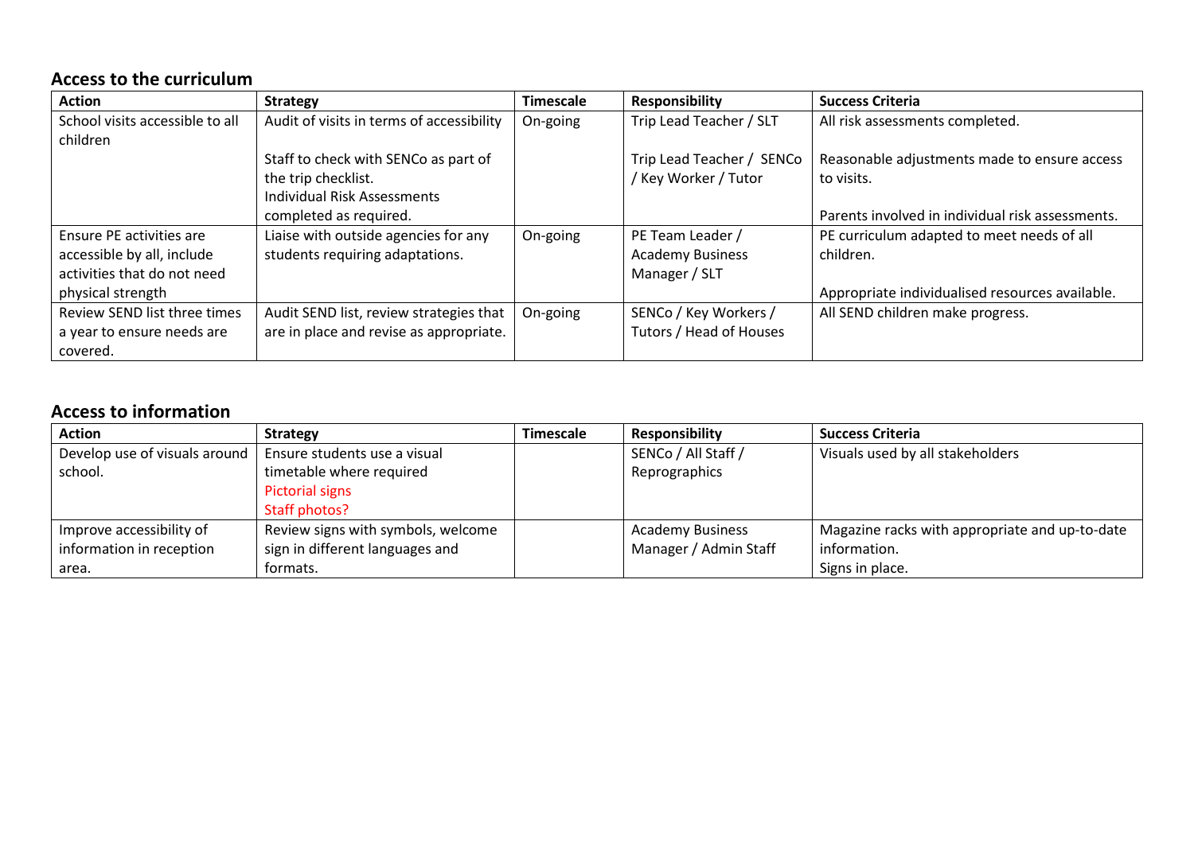## Access to the curriculum

| Action | Strategy | Timescale | Responsibility | Success Criteria |
|---|---|---|---|---|
| School visits accessible to all children | Audit of visits in terms of accessibility<br><br>Staff to check with SENCo as part of the trip checklist.<br>Individual Risk Assessments completed as required. | On-going | Trip Lead Teacher / SLT<br><br>Trip Lead Teacher / SENCo / Key Worker / Tutor | All risk assessments completed.<br><br>Reasonable adjustments made to ensure access to visits.<br><br>Parents involved in individual risk assessments. |
| Ensure PE activities are accessible by all, include activities that do not need physical strength | Liaise with outside agencies for any students requiring adaptations. | On-going | PE Team Leader / Academy Business Manager / SLT | PE curriculum adapted to meet needs of all children.<br><br>Appropriate individualised resources available. |
| Review SEND list three times a year to ensure needs are covered. | Audit SEND list, review strategies that are in place and revise as appropriate. | On-going | SENCo / Key Workers / Tutors / Head of Houses | All SEND children make progress. |

## Access to information

| Action | Strategy | Timescale | Responsibility | Success Criteria |
|---|---|---|---|---|
| Develop use of visuals around school. | Ensure students use a visual timetable where required<br>Pictorial signs<br>Staff photos? | | SENCo / All Staff / Reprographics | Visuals used by all stakeholders |
| Improve accessibility of information in reception area. | Review signs with symbols, welcome sign in different languages and formats. | | Academy Business Manager / Admin Staff | Magazine racks with appropriate and up-to-date information.<br>Signs in place. |